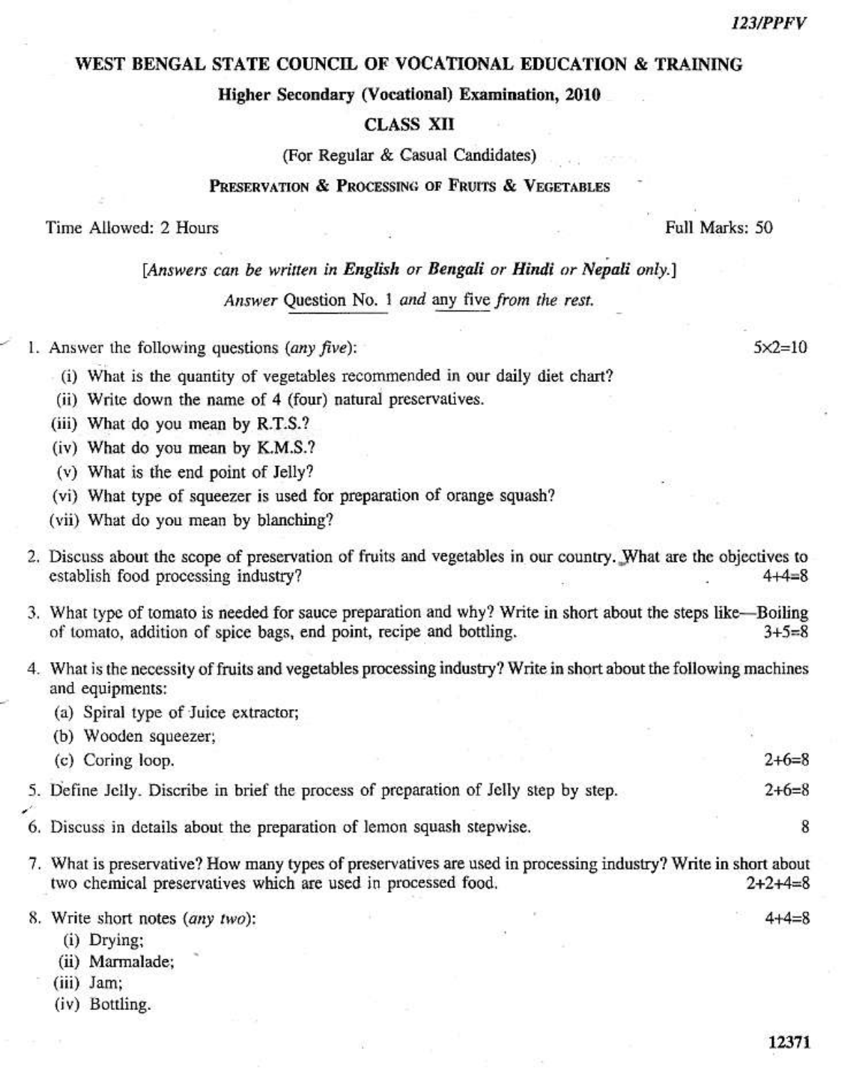123/PPFV

# WEST BENGAL STATE COUNCIL OF VOCATIONAL EDUCATION & TRAINING

## Higher Secondary (Vocational) Examination, 2010

## CLASS XII

(For Regular & Casual Candidates)

## Preservation & Processing of Fruits & Vegetables

Time Allowed: 2 Hours | Full Marks: 50

*[Answers can be written in **English** or **Bengali** or **Hindi** or **Nepali** only.]*

*Answer* Question No. 1 *and* any five *from the rest.*

1. Answer the following questions (*any five*): 5×2=10
   - (i) What is the quantity of vegetables recommended in our daily diet chart?
   - (ii) Write down the name of 4 (four) natural preservatives.
   - (iii) What do you mean by R.T.S.?
   - (iv) What do you mean by K.M.S.?
   - (v) What is the end point of Jelly?
   - (vi) What type of squeezer is used for preparation of orange squash?
   - (vii) What do you mean by blanching?

2. Discuss about the scope of preservation of fruits and vegetables in our country. What are the objectives to establish food processing industry? 4+4=8

3. What type of tomato is needed for sauce preparation and why? Write in short about the steps like—Boiling of tomato, addition of spice bags, end point, recipe and bottling. 3+5=8

4. What is the necessity of fruits and vegetables processing industry? Write in short about the following machines and equipments:
   - (a) Spiral type of Juice extractor;
   - (b) Wooden squeezer;
   - (c) Coring loop. 2+6=8

5. Define Jelly. Discribe in brief the process of preparation of Jelly step by step. 2+6=8

6. Discuss in details about the preparation of lemon squash stepwise. 8

7. What is preservative? How many types of preservatives are used in processing industry? Write in short about two chemical preservatives which are used in processed food. 2+2+4=8

8. Write short notes (*any two*): 4+4=8
   - (i) Drying;
   - (ii) Marmalade;
   - (iii) Jam;
   - (iv) Bottling.

12371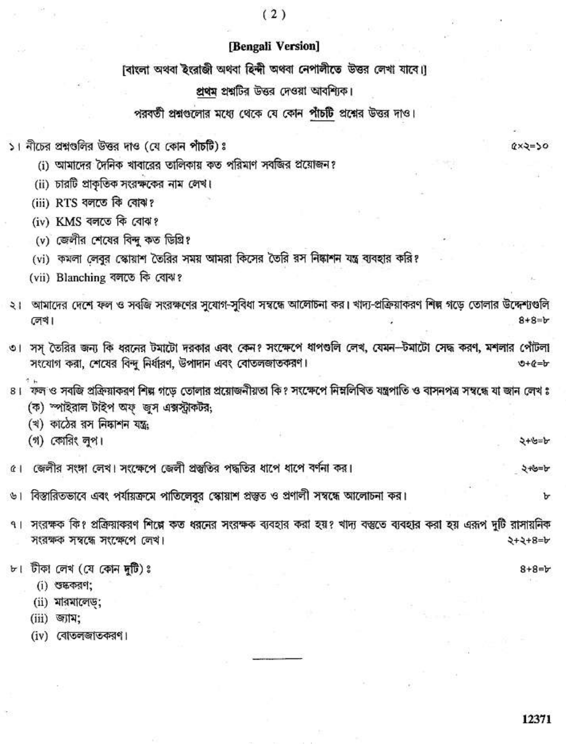## [Bengali Version]

[বাংলা অথবা ইংরাজী অথবা হিন্দী অথবা নেপালীতে উত্তর লেখা যাবে।]

**প্রথম** প্রশ্নটির উত্তর দেওয়া আবশ্যিক।

পরবর্তী প্রশ্নগুলোর মধ্যে থেকে যে কোন **পাঁচটি** প্রশ্নের উত্তর দাও।

১। নীচের প্রশ্নগুলির উত্তর দাও (যে কোন **পাঁচটি**) : ৫×২=১০

(i) আমাদের দৈনিক খাবারের তালিকায় কত পরিমাণ সবজির প্রয়োজন?

(ii) চারটি প্রাকৃতিক সংরক্ষকের নাম লেখ।

(iii) RTS বলতে কি বোঝ?

(iv) KMS বলতে কি বোঝ?

(v) জেলীর শেষের বিন্দু কত ডিগ্রি?

(vi) কমলা লেবুর স্কোয়াশ তৈরির সময় আমরা কিসের তৈরি রস নিষ্কাশন যন্ত্র ব্যবহার করি?

(vii) Blanching বলতে কি বোঝ?

২। আমাদের দেশে ফল ও সবজি সংরক্ষণের সুযোগ-সুবিধা সম্বন্ধে আলোচনা কর। খাদ্য-প্রক্রিয়াকরণ শিল্প গড়ে তোলার উদ্দেশ্যগুলি লেখ। ৪+৪=৮

৩। সস্ তৈরির জন্য কি ধরনের টমাটো দরকার এবং কেন? সংক্ষেপে ধাপগুলি লেখ, যেমন—টমাটো সেদ্ধ করণ, মশলার পোঁটলা সংযোগ করা, শেষের বিন্দু নির্ধারণ, উপাদান এবং বোতলজাতকরণ। ৩+৫=৮

৪। ফল ও সবজি প্রক্রিয়াকরণ শিল্প গড়ে তোলার প্রয়োজনীয়তা কি? সংক্ষেপে নিম্নলিখিত যন্ত্রপাতি ও বাসনপত্র সম্বন্ধে যা জান লেখ :

(ক) স্পাইরাল টাইপ অফ্ জুস এক্সস্ট্রাকটর;

(খ) কাঠের রস নিষ্কাশন যন্ত্র;

(গ) কোরিং লুপ। ২+৬=৮

৫। জেলীর সংজ্ঞা লেখ। সংক্ষেপে জেলী প্রস্তুতির পদ্ধতির ধাপে ধাপে বর্ণনা কর। ২+৬=৮

৬। বিস্তারিতভাবে এবং পর্যায়ক্রমে পাতিলেবুর স্কোয়াশ প্রস্তুত ও প্রণালী সম্বন্ধে আলোচনা কর। ৮

৭। সংরক্ষক কি? প্রক্রিয়াকরণ শিল্পে কত ধরনের সংরক্ষক ব্যবহার করা হয়? খাদ্য বস্তুতে ব্যবহার করা হয় এরূপ দুটি রাসায়নিক সংরক্ষক সম্বন্ধে সংক্ষেপে লেখ। ২+২+৪=৮

৮। টীকা লেখ (যে কোন **দুটি**) : ৪+৪=৮

(i) শুষ্ককরণ;

(ii) মারমালেড্;

(iii) জ্যাম;

(iv) বোতলজাতকরণ।

12371